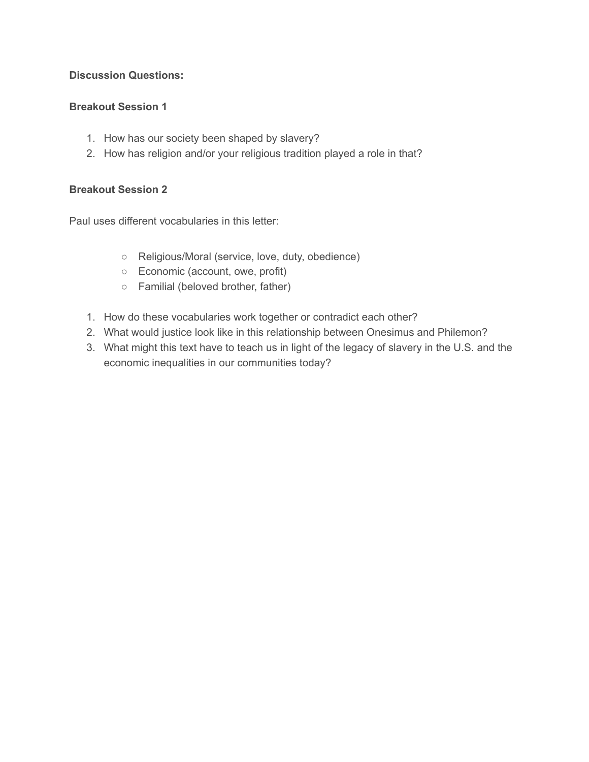**Discussion Questions:**

**Breakout Session 1**

1. How has our society been shaped by slavery?
2. How has religion and/or your religious tradition played a role in that?

**Breakout Session 2**

Paul uses different vocabularies in this letter:

- Religious/Moral (service, love, duty, obedience)
- Economic (account, owe, profit)
- Familial (beloved brother, father)

1. How do these vocabularies work together or contradict each other?
2. What would justice look like in this relationship between Onesimus and Philemon?
3. What might this text have to teach us in light of the legacy of slavery in the U.S. and the economic inequalities in our communities today?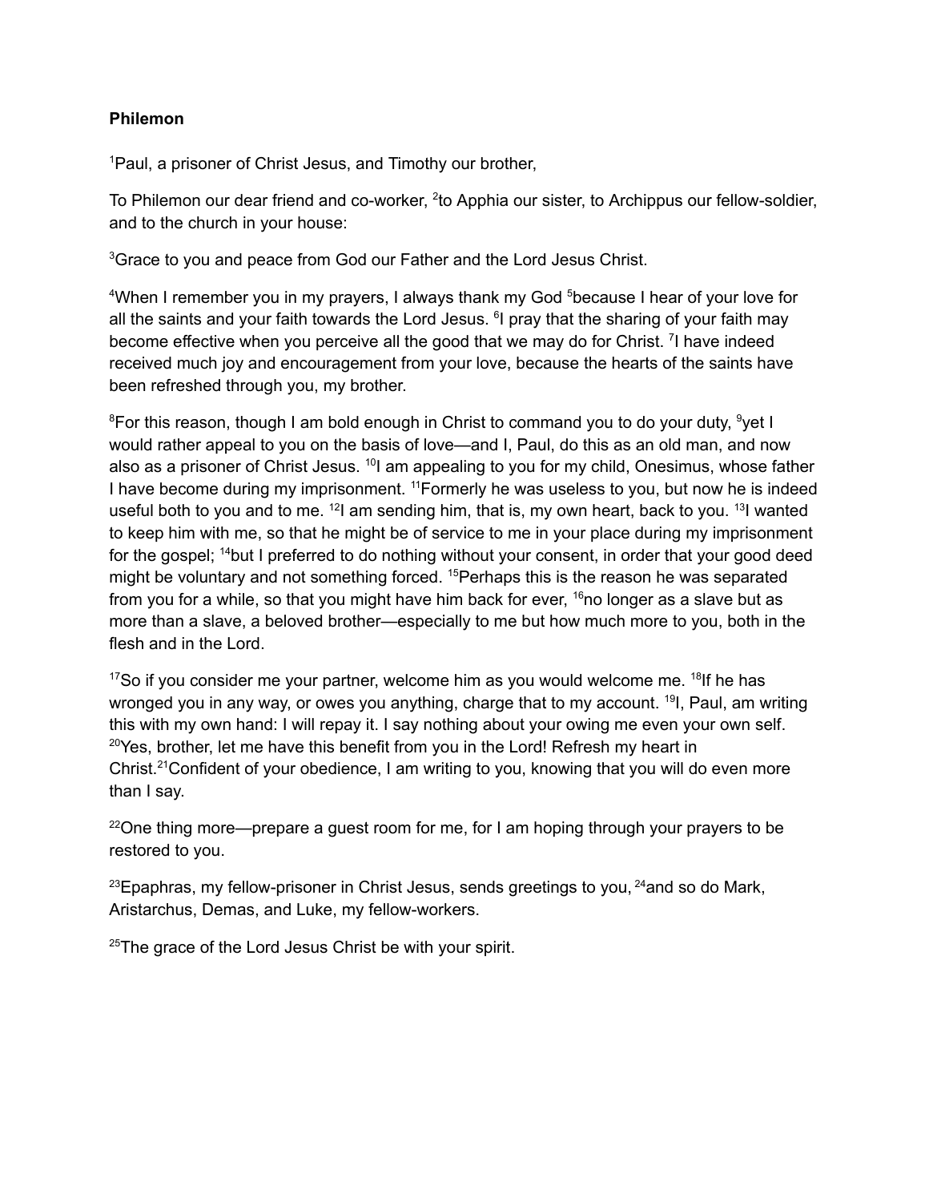**Philemon**

[1]Paul, a prisoner of Christ Jesus, and Timothy our brother,

To Philemon our dear friend and co-worker, [2]to Apphia our sister, to Archippus our fellow-soldier, and to the church in your house:

[3]Grace to you and peace from God our Father and the Lord Jesus Christ.

[4]When I remember you in my prayers, I always thank my God [5]because I hear of your love for all the saints and your faith towards the Lord Jesus. [6]I pray that the sharing of your faith may become effective when you perceive all the good that we may do for Christ. [7]I have indeed received much joy and encouragement from your love, because the hearts of the saints have been refreshed through you, my brother.

[8]For this reason, though I am bold enough in Christ to command you to do your duty, [9]yet I would rather appeal to you on the basis of love—and I, Paul, do this as an old man, and now also as a prisoner of Christ Jesus. [10]I am appealing to you for my child, Onesimus, whose father I have become during my imprisonment. [11]Formerly he was useless to you, but now he is indeed useful both to you and to me. [12]I am sending him, that is, my own heart, back to you. [13]I wanted to keep him with me, so that he might be of service to me in your place during my imprisonment for the gospel; [14]but I preferred to do nothing without your consent, in order that your good deed might be voluntary and not something forced. [15]Perhaps this is the reason he was separated from you for a while, so that you might have him back for ever, [16]no longer as a slave but as more than a slave, a beloved brother—especially to me but how much more to you, both in the flesh and in the Lord.

[17]So if you consider me your partner, welcome him as you would welcome me. [18]If he has wronged you in any way, or owes you anything, charge that to my account. [19]I, Paul, am writing this with my own hand: I will repay it. I say nothing about your owing me even your own self. [20]Yes, brother, let me have this benefit from you in the Lord! Refresh my heart in Christ.[21]Confident of your obedience, I am writing to you, knowing that you will do even more than I say.

[22]One thing more—prepare a guest room for me, for I am hoping through your prayers to be restored to you.

[23]Epaphras, my fellow-prisoner in Christ Jesus, sends greetings to you, [24]and so do Mark, Aristarchus, Demas, and Luke, my fellow-workers.

[25]The grace of the Lord Jesus Christ be with your spirit.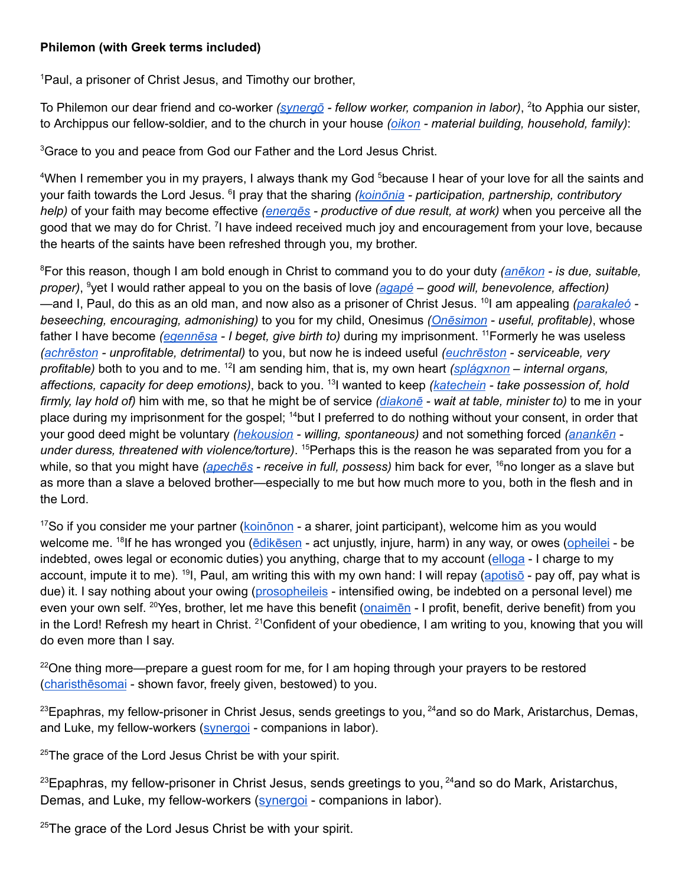**Philemon (with Greek terms included)**

[1]Paul, a prisoner of Christ Jesus, and Timothy our brother,

To Philemon our dear friend and co-worker *(synergō - fellow worker, companion in labor)*, [2]to Apphia our sister, to Archippus our fellow-soldier, and to the church in your house *(oikon - material building, household, family)*:

[3]Grace to you and peace from God our Father and the Lord Jesus Christ.

[4]When I remember you in my prayers, I always thank my God [5]because I hear of your love for all the saints and your faith towards the Lord Jesus. [6]I pray that the sharing *(koinōnia - participation, partnership, contributory help)* of your faith may become effective *(energēs - productive of due result, at work)* when you perceive all the good that we may do for Christ. [7]I have indeed received much joy and encouragement from your love, because the hearts of the saints have been refreshed through you, my brother.

[8]For this reason, though I am bold enough in Christ to command you to do your duty *(anēkon - is due, suitable, proper)*, [9]yet I would rather appeal to you on the basis of love *(agapé – good will, benevolence, affection)*—and I, Paul, do this as an old man, and now also as a prisoner of Christ Jesus. [10]I am appealing *(parakaleó - beseeching, encouraging, admonishing)* to you for my child, Onesimus *(Onēsimon - useful, profitable)*, whose father I have become *(egennēsa - I beget, give birth to)* during my imprisonment. [11]Formerly he was useless *(achrēston - unprofitable, detrimental)* to you, but now he is indeed useful *(euchrēston - serviceable, very profitable)* both to you and to me. [12]I am sending him, that is, my own heart *(splágxnon – internal organs, affections, capacity for deep emotions)*, back to you. [13]I wanted to keep *(katechein - take possession of, hold firmly, lay hold of)* him with me, so that he might be of service *(diakonē - wait at table, minister to)* to me in your place during my imprisonment for the gospel; [14]but I preferred to do nothing without your consent, in order that your good deed might be voluntary *(hekousion - willing, spontaneous)* and not something forced *(anankēn - under duress, threatened with violence/torture)*. [15]Perhaps this is the reason he was separated from you for a while, so that you might have *(apechēs - receive in full, possess)* him back for ever, [16]no longer as a slave but as more than a slave a beloved brother—especially to me but how much more to you, both in the flesh and in the Lord.

[17]So if you consider me your partner (koinōnon - a sharer, joint participant), welcome him as you would welcome me. [18]If he has wronged you (ēdikēsen - act unjustly, injure, harm) in any way, or owes (opheilei - be indebted, owes legal or economic duties) you anything, charge that to my account (elloga - I charge to my account, impute it to me). [19]I, Paul, am writing this with my own hand: I will repay (apotisō - pay off, pay what is due) it. I say nothing about your owing (prosopheileis - intensified owing, be indebted on a personal level) me even your own self. [20]Yes, brother, let me have this benefit (onaimēn - I profit, benefit, derive benefit) from you in the Lord! Refresh my heart in Christ. [21]Confident of your obedience, I am writing to you, knowing that you will do even more than I say.

[22]One thing more—prepare a guest room for me, for I am hoping through your prayers to be restored (charisthēsomai - shown favor, freely given, bestowed) to you.

[23]Epaphras, my fellow-prisoner in Christ Jesus, sends greetings to you, [24]and so do Mark, Aristarchus, Demas, and Luke, my fellow-workers (synergoi - companions in labor).

[25]The grace of the Lord Jesus Christ be with your spirit.

[23]Epaphras, my fellow-prisoner in Christ Jesus, sends greetings to you, [24]and so do Mark, Aristarchus, Demas, and Luke, my fellow-workers (synergoi - companions in labor).

[25]The grace of the Lord Jesus Christ be with your spirit.